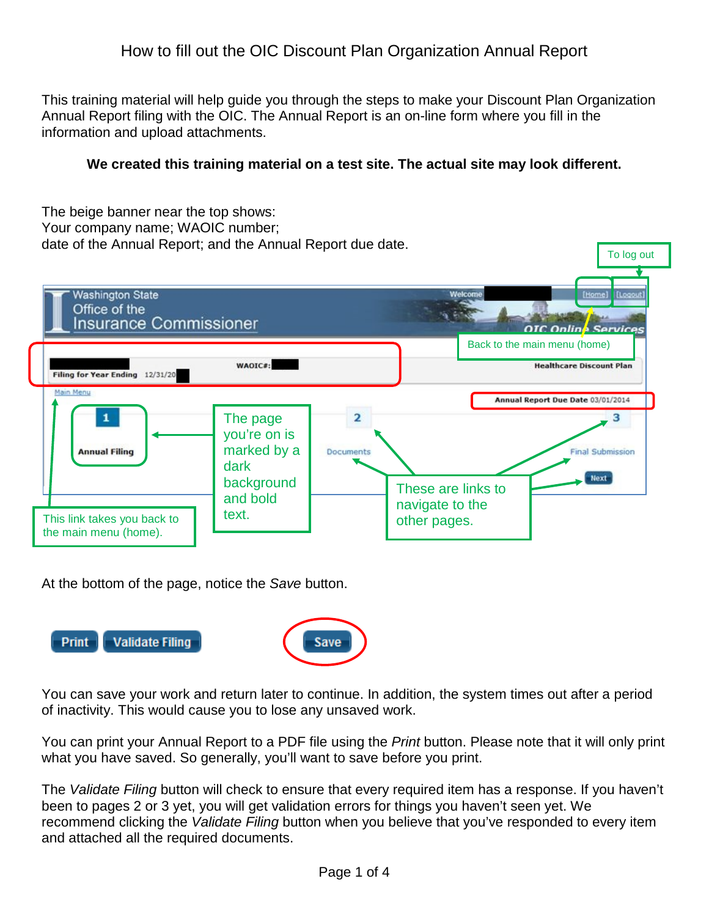# How to fill out the OIC Discount Plan Organization Annual Report

This training material will help guide you through the steps to make your Discount Plan Organization Annual Report filing with the OIC. The Annual Report is an on-line form where you fill in the information and upload attachments.

**We created this training material on a test site. The actual site may look different.**

The beige banner near the top shows:
Your company name; WAOIC number;
date of the Annual Report; and the Annual Report due date.

To log out

Back to the main menu (home)

The page you're on is marked by a dark background and bold text.

These are links to navigate to the other pages.

This link takes you back to the main menu (home).

At the bottom of the page, notice the *Save* button.

You can save your work and return later to continue. In addition, the system times out after a period of inactivity. This would cause you to lose any unsaved work.

You can print your Annual Report to a PDF file using the *Print* button. Please note that it will only print what you have saved. So generally, you'll want to save before you print.

The *Validate Filing* button will check to ensure that every required item has a response. If you haven't been to pages 2 or 3 yet, you will get validation errors for things you haven't seen yet. We recommend clicking the *Validate Filing* button when you believe that you've responded to every item and attached all the required documents.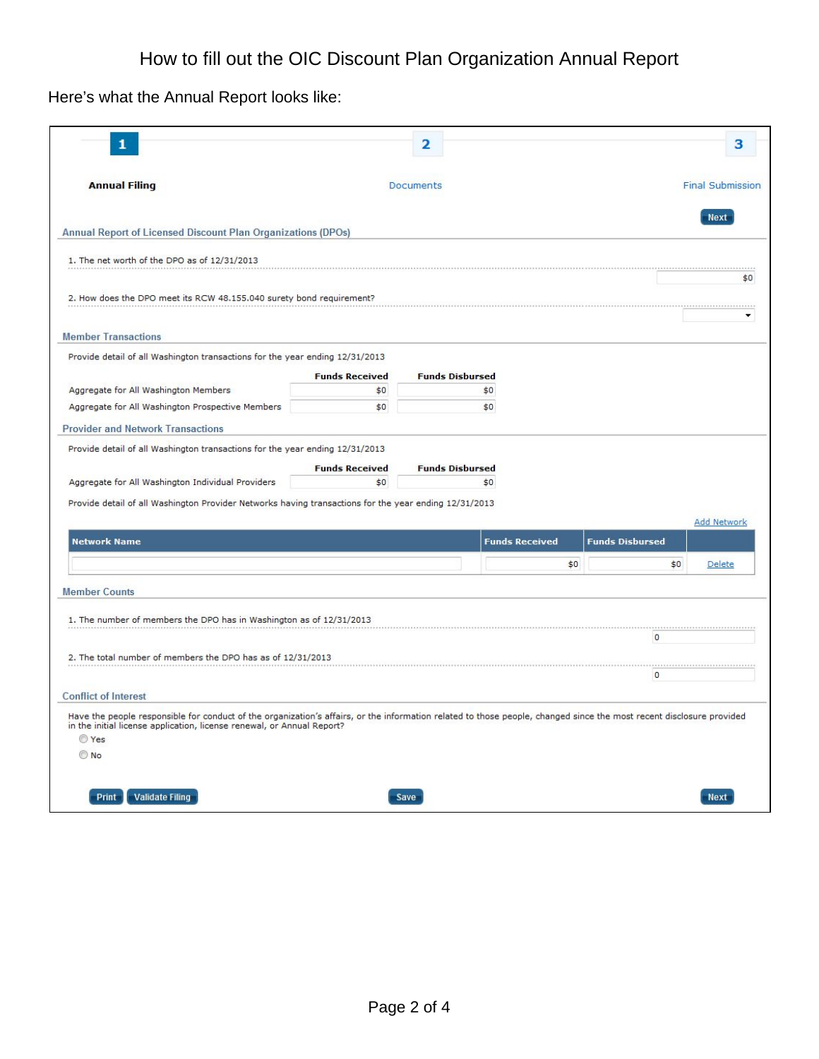# How to fill out the OIC Discount Plan Organization Annual Report

Here's what the Annual Report looks like:

| 1 | 2 | 3 |
|---|---|---|
| **Annual Filing** | Documents | Final Submission |

Next

### Annual Report of Licensed Discount Plan Organizations (DPOs)

1. The net worth of the DPO as of 12/31/2013 — $0

2. How does the DPO meet its RCW 48.155.040 surety bond requirement?

### Member Transactions

Provide detail of all Washington transactions for the year ending 12/31/2013

| | Funds Received | Funds Disbursed |
|---|---|---|
| Aggregate for All Washington Members | $0 | $0 |
| Aggregate for All Washington Prospective Members | $0 | $0 |

### Provider and Network Transactions

Provide detail of all Washington transactions for the year ending 12/31/2013

| | Funds Received | Funds Disbursed |
|---|---|---|
| Aggregate for All Washington Individual Providers | $0 | $0 |

Provide detail of all Washington Provider Networks having transactions for the year ending 12/31/2013

Add Network

| Network Name | Funds Received | Funds Disbursed | |
|---|---|---|---|
| | $0 | $0 | Delete |

### Member Counts

1. The number of members the DPO has in Washington as of 12/31/2013 — 0

2. The total number of members the DPO has as of 12/31/2013 — 0

### Conflict of Interest

Have the people responsible for conduct of the organization's affairs, or the information related to those people, changed since the most recent disclosure provided in the initial license application, license renewal, or Annual Report?

- Yes
- No

Print | Validate Filing | Save | Next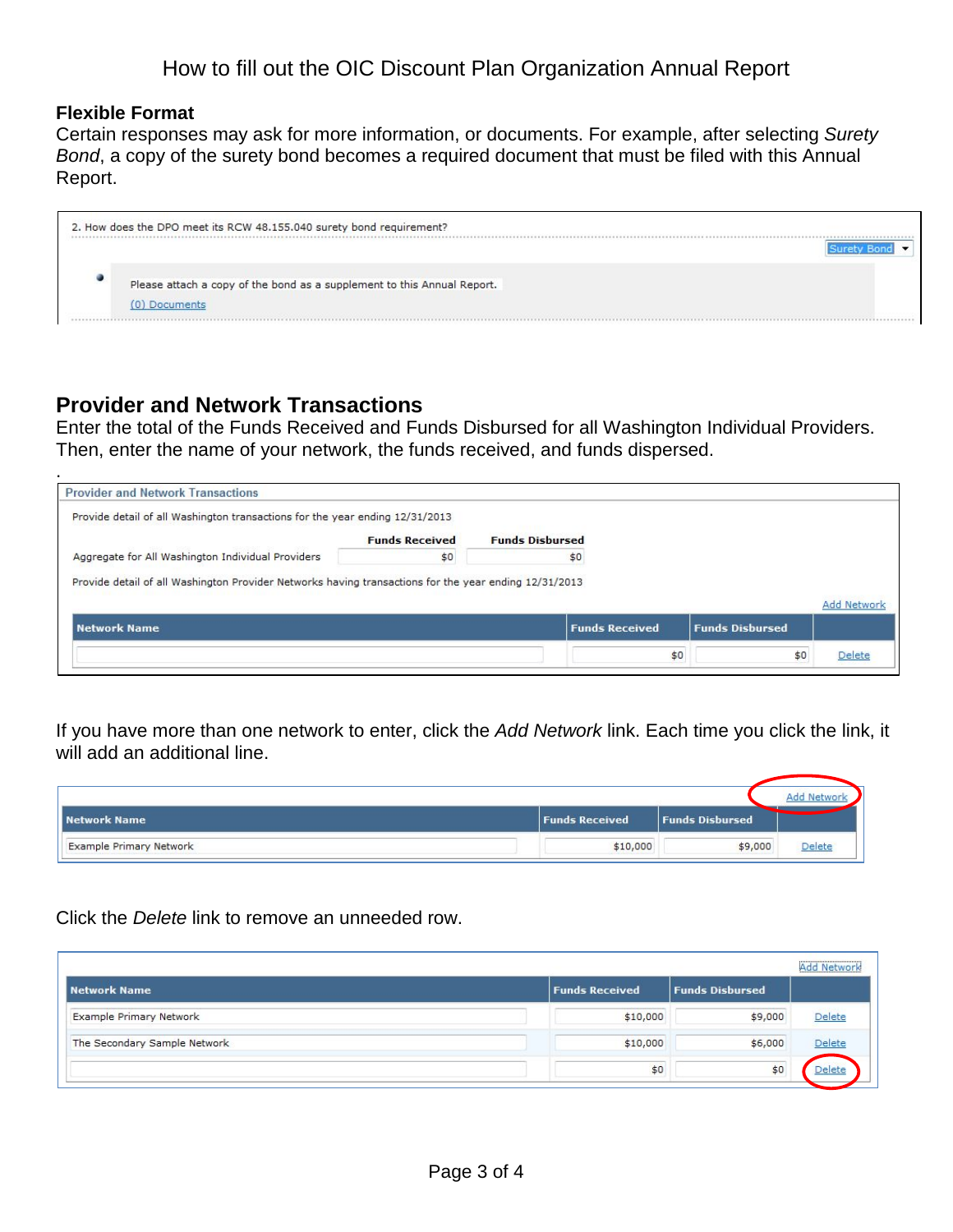How to fill out the OIC Discount Plan Organization Annual Report

### Flexible Format

Certain responses may ask for more information, or documents. For example, after selecting *Surety Bond*, a copy of the surety bond becomes a required document that must be filed with this Annual Report.

2. How does the DPO meet its RCW 48.155.040 surety bond requirement?

Surety Bond

- Please attach a copy of the bond as a supplement to this Annual Report.
  (0) Documents

## Provider and Network Transactions

Enter the total of the Funds Received and Funds Disbursed for all Washington Individual Providers. Then, enter the name of your network, the funds received, and funds dispersed.

.

**Provider and Network Transactions**

Provide detail of all Washington transactions for the year ending 12/31/2013

| | Funds Received | Funds Disbursed |
|---|---|---|
| Aggregate for All Washington Individual Providers | $0 | $0 |

Provide detail of all Washington Provider Networks having transactions for the year ending 12/31/2013

Add Network

| Network Name | Funds Received | Funds Disbursed | |
|---|---|---|---|
| | $0 | $0 | Delete |

If you have more than one network to enter, click the *Add Network* link. Each time you click the link, it will add an additional line.

Add Network

| Network Name | Funds Received | Funds Disbursed | |
|---|---|---|---|
| Example Primary Network | $10,000 | $9,000 | Delete |

Click the *Delete* link to remove an unneeded row.

Add Network

| Network Name | Funds Received | Funds Disbursed | |
|---|---|---|---|
| Example Primary Network | $10,000 | $9,000 | Delete |
| The Secondary Sample Network | $10,000 | $6,000 | Delete |
| | $0 | $0 | Delete |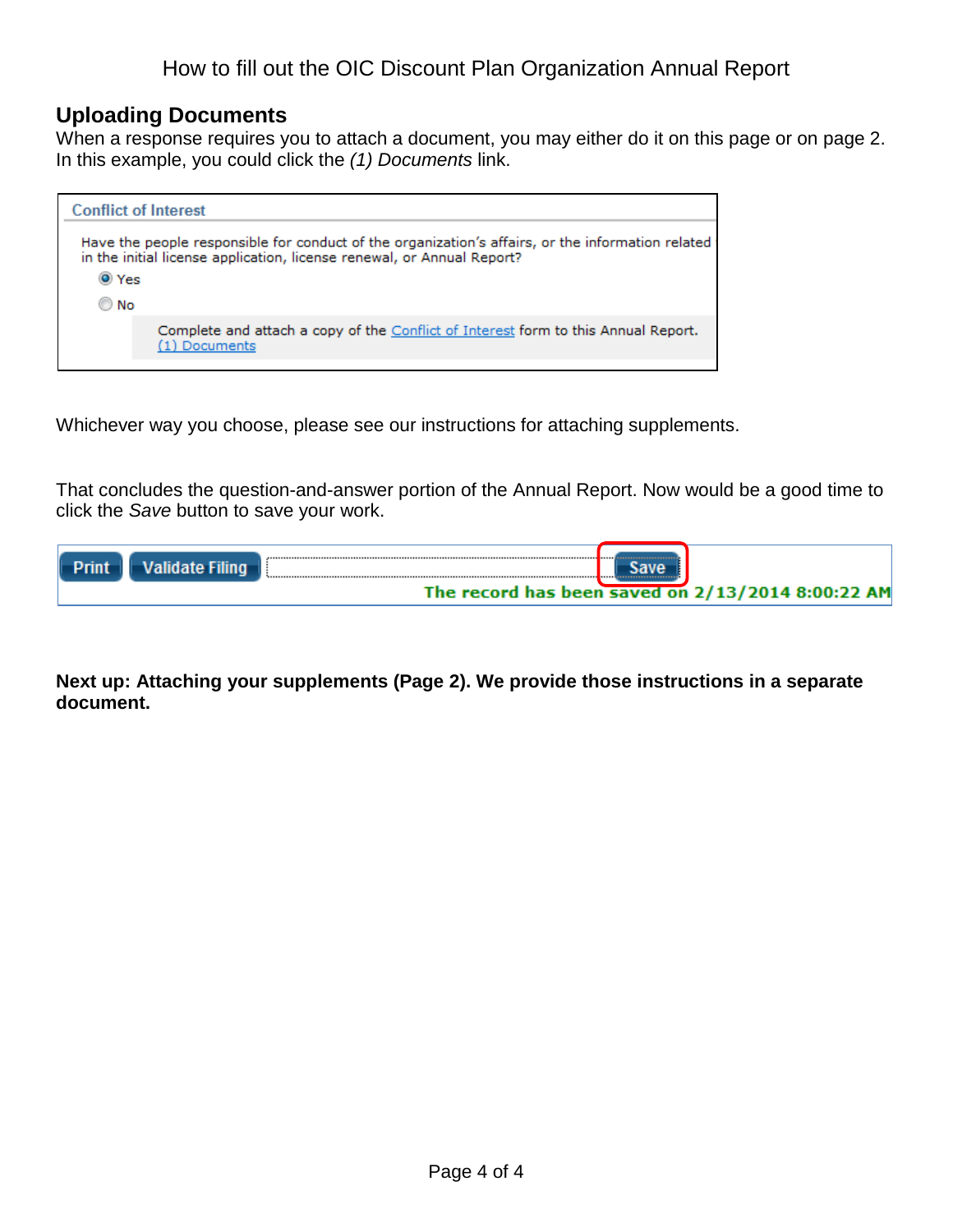## Uploading Documents

When a response requires you to attach a document, you may either do it on this page or on page 2. In this example, you could click the *(1) Documents* link.

Conflict of Interest

Have the people responsible for conduct of the organization's affairs, or the information related in the initial license application, license renewal, or Annual Report?

Yes

No

Complete and attach a copy of the Conflict of Interest form to this Annual Report.
(1) Documents

Whichever way you choose, please see our instructions for attaching supplements.

That concludes the question-and-answer portion of the Annual Report. Now would be a good time to click the *Save* button to save your work.

Print | Validate Filing | Save

The record has been saved on 2/13/2014 8:00:22 AM

**Next up: Attaching your supplements (Page 2). We provide those instructions in a separate document.**